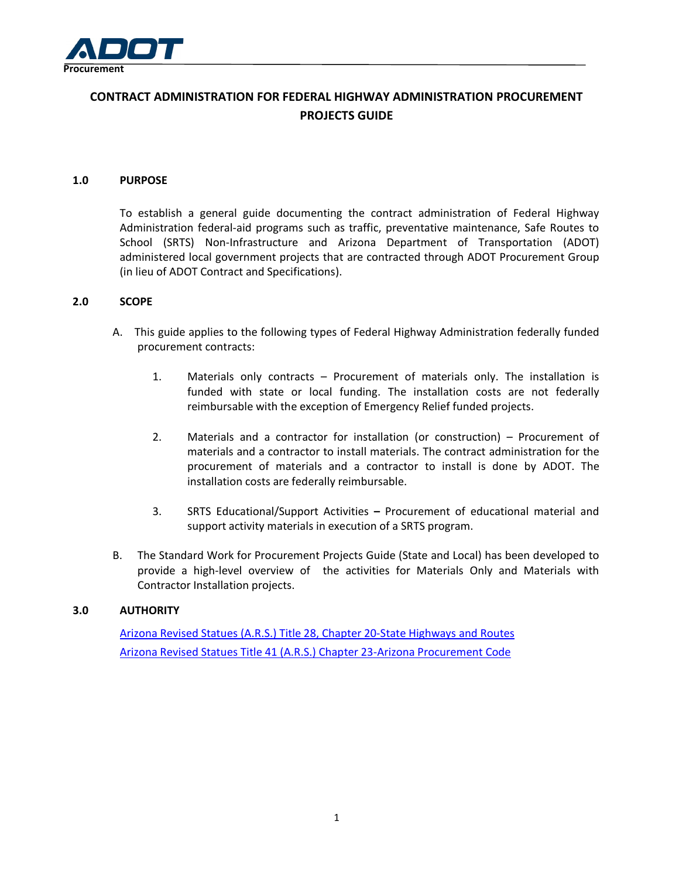# CONTRACT ADMINISTRATION FOR FEDERAL HIGHWAY ADMINISTRATION PROCUREMENT PROJECTS GUIDE

## 1.0 PURPOSE

To establish a general guide documenting the contract administration of Federal Highway Administration federal-aid programs such as traffic, preventative maintenance, Safe Routes to School (SRTS) Non-Infrastructure and Arizona Department of Transportation (ADOT) administered local government projects that are contracted through ADOT Procurement Group (in lieu of ADOT Contract and Specifications).

## 2.0 SCOPE

A. This guide applies to the following types of Federal Highway Administration federally funded procurement contracts:

1. Materials only contracts – Procurement of materials only. The installation is funded with state or local funding. The installation costs are not federally reimbursable with the exception of Emergency Relief funded projects.

2. Materials and a contractor for installation (or construction) – Procurement of materials and a contractor to install materials. The contract administration for the procurement of materials and a contractor to install is done by ADOT. The installation costs are federally reimbursable.

3. SRTS Educational/Support Activities **–** Procurement of educational material and support activity materials in execution of a SRTS program.

B. The Standard Work for Procurement Projects Guide (State and Local) has been developed to provide a high-level overview of the activities for Materials Only and Materials with Contractor Installation projects.

## 3.0 AUTHORITY

Arizona Revised Statues (A.R.S.) Title 28, Chapter 20-State Highways and Routes

Arizona Revised Statues Title 41 (A.R.S.) Chapter 23-Arizona Procurement Code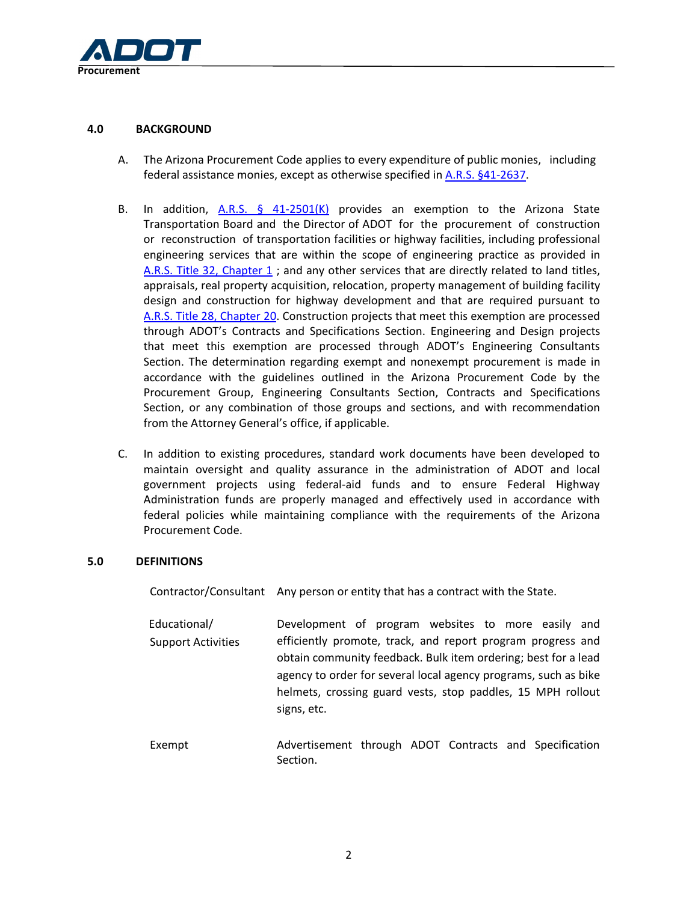## 4.0 BACKGROUND

A. The Arizona Procurement Code applies to every expenditure of public monies, including federal assistance monies, except as otherwise specified in A.R.S. §41-2637.

B. In addition, A.R.S. § 41-2501(K) provides an exemption to the Arizona State Transportation Board and the Director of ADOT for the procurement of construction or reconstruction of transportation facilities or highway facilities, including professional engineering services that are within the scope of engineering practice as provided in A.R.S. Title 32, Chapter 1 ; and any other services that are directly related to land titles, appraisals, real property acquisition, relocation, property management of building facility design and construction for highway development and that are required pursuant to A.R.S. Title 28, Chapter 20. Construction projects that meet this exemption are processed through ADOT's Contracts and Specifications Section. Engineering and Design projects that meet this exemption are processed through ADOT's Engineering Consultants Section. The determination regarding exempt and nonexempt procurement is made in accordance with the guidelines outlined in the Arizona Procurement Code by the Procurement Group, Engineering Consultants Section, Contracts and Specifications Section, or any combination of those groups and sections, and with recommendation from the Attorney General's office, if applicable.

C. In addition to existing procedures, standard work documents have been developed to maintain oversight and quality assurance in the administration of ADOT and local government projects using federal-aid funds and to ensure Federal Highway Administration funds are properly managed and effectively used in accordance with federal policies while maintaining compliance with the requirements of the Arizona Procurement Code.

## 5.0 DEFINITIONS

| | |
|---|---|
| Contractor/Consultant | Any person or entity that has a contract with the State. |
| Educational/ Support Activities | Development of program websites to more easily and efficiently promote, track, and report program progress and obtain community feedback. Bulk item ordering; best for a lead agency to order for several local agency programs, such as bike helmets, crossing guard vests, stop paddles, 15 MPH rollout signs, etc. |
| Exempt | Advertisement through ADOT Contracts and Specification Section. |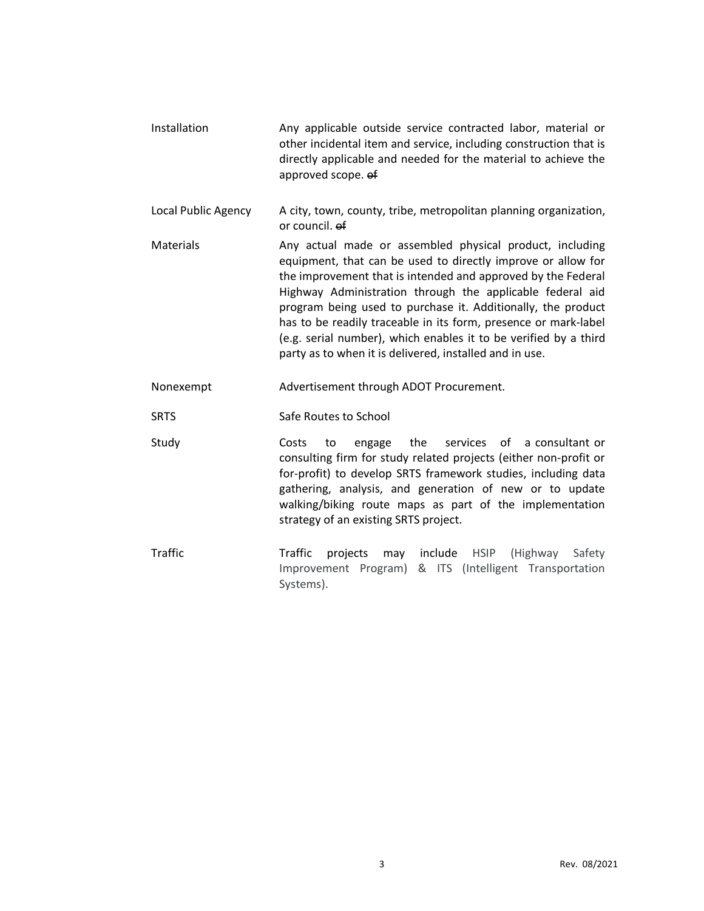| | |
|---|---|
| Installation | Any applicable outside service contracted labor, material or other incidental item and service, including construction that is directly applicable and needed for the material to achieve the approved scope. ~~of~~ |
| Local Public Agency | A city, town, county, tribe, metropolitan planning organization, or council. ~~of~~ |
| Materials | Any actual made or assembled physical product, including equipment, that can be used to directly improve or allow for the improvement that is intended and approved by the Federal Highway Administration through the applicable federal aid program being used to purchase it. Additionally, the product has to be readily traceable in its form, presence or mark-label (e.g. serial number), which enables it to be verified by a third party as to when it is delivered, installed and in use. |
| Nonexempt | Advertisement through ADOT Procurement. |
| SRTS | Safe Routes to School |
| Study | Costs to engage the services of a consultant or consulting firm for study related projects (either non-profit or for-profit) to develop SRTS framework studies, including data gathering, analysis, and generation of new or to update walking/biking route maps as part of the implementation strategy of an existing SRTS project. |
| Traffic | Traffic projects may include HSIP (Highway Safety Improvement Program) & ITS (Intelligent Transportation Systems). |

Rev. 08/2021